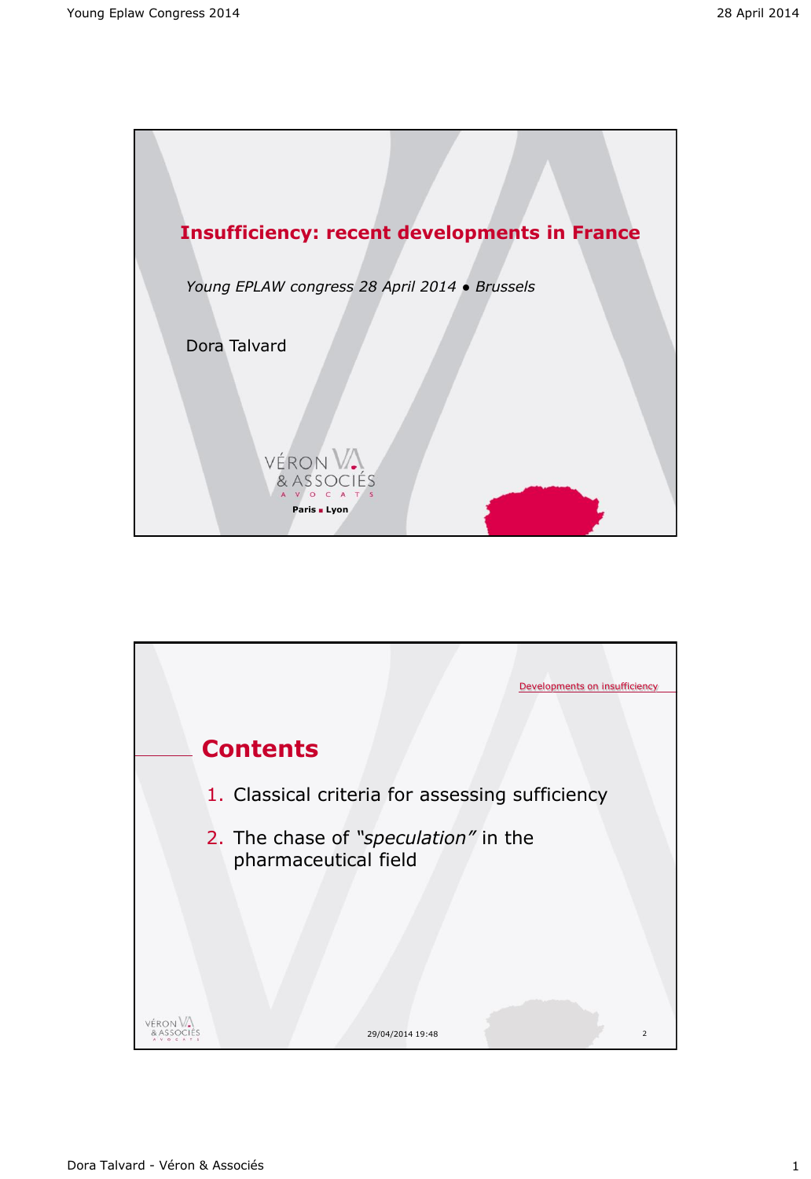# Insufficiency: recent developments in France

*Young EPLAW congress 28 April 2014 ● Brussels*

Dora Talvard

VÉRON & ASSOCIÉS
AVOCATS
Paris ■ Lyon

Developments on insufficiency

## Contents

1. Classical criteria for assessing sufficiency
2. The chase of *"speculation"* in the pharmaceutical field

29/04/2014 19:48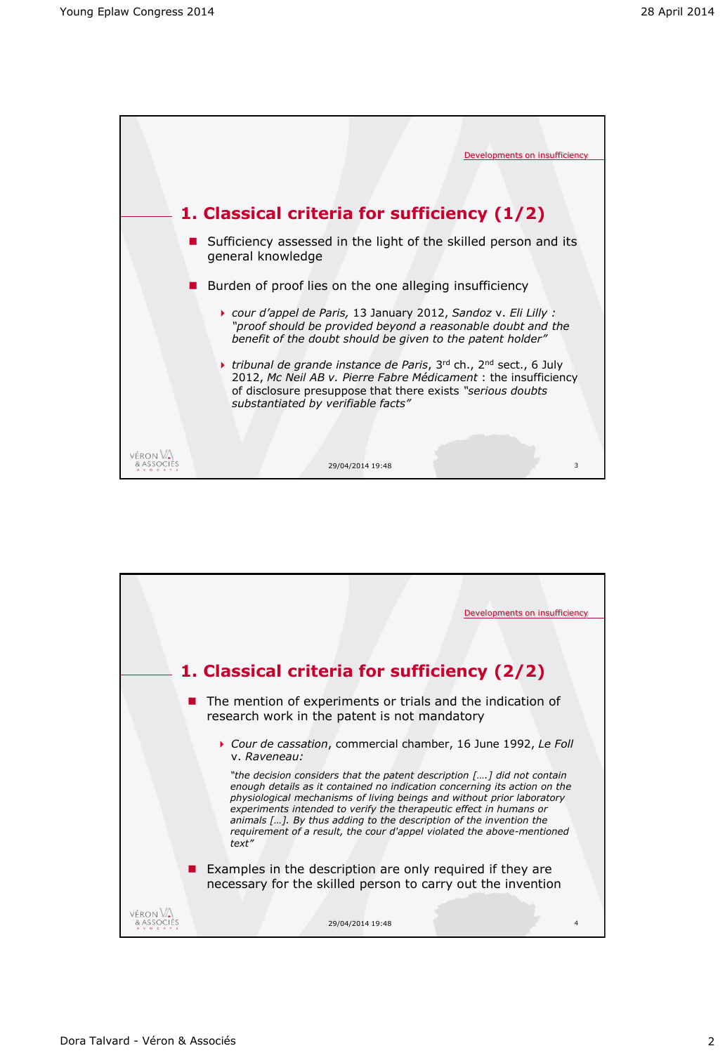Developments on insufficiency

## 1. Classical criteria for sufficiency (1/2)

- Sufficiency assessed in the light of the skilled person and its general knowledge
- Burden of proof lies on the one alleging insufficiency
  - *cour d'appel de Paris,* 13 January 2012, *Sandoz* v. *Eli Lilly* : *"proof should be provided beyond a reasonable doubt and the benefit of the doubt should be given to the patent holder"*
  - *tribunal de grande instance de Paris*, 3rd ch., 2nd sect., 6 July 2012, *Mc Neil AB v. Pierre Fabre Médicament* : the insufficiency of disclosure presuppose that there exists *"serious doubts substantiated by verifiable facts"*

Developments on insufficiency

## 1. Classical criteria for sufficiency (2/2)

- The mention of experiments or trials and the indication of research work in the patent is not mandatory
  - *Cour de cassation*, commercial chamber, 16 June 1992, *Le Foll* v. *Raveneau:*

    *"the decision considers that the patent description [….] did not contain enough details as it contained no indication concerning its action on the physiological mechanisms of living beings and without prior laboratory experiments intended to verify the therapeutic effect in humans or animals […]. By thus adding to the description of the invention the requirement of a result, the cour d'appel violated the above-mentioned text"*
- Examples in the description are only required if they are necessary for the skilled person to carry out the invention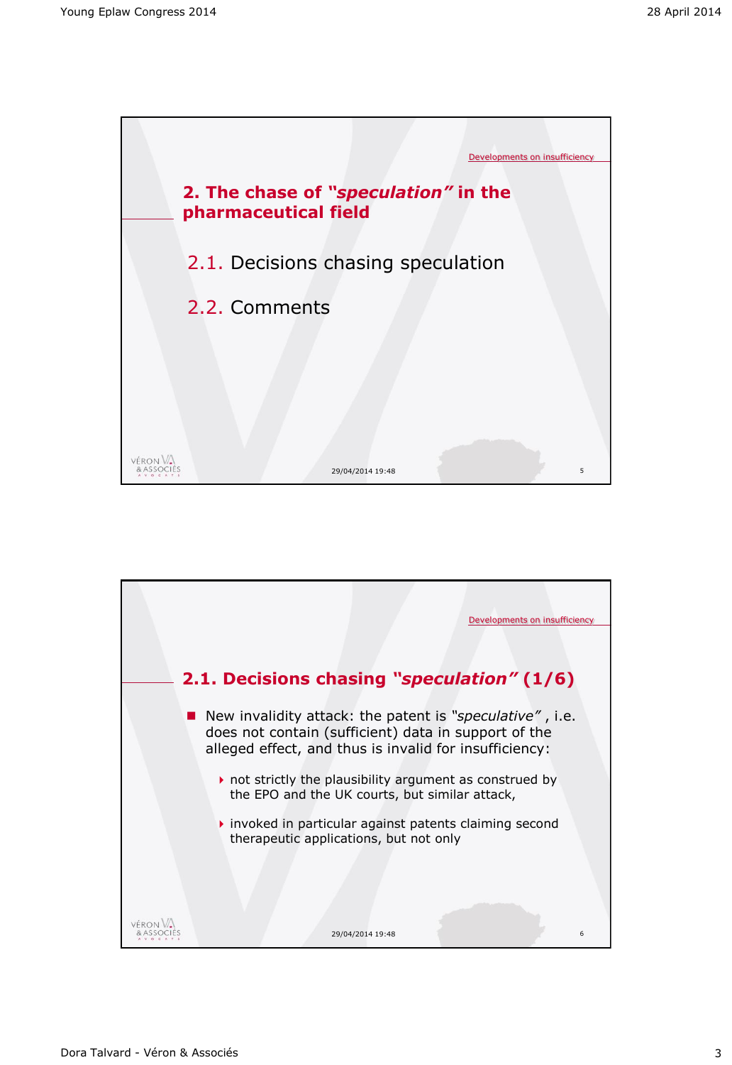Developments on insufficiency

## 2. The chase of *"speculation"* in the pharmaceutical field

2.1. Decisions chasing speculation

2.2. Comments

29/04/2014 19:48

---

Developments on insufficiency

## 2.1. Decisions chasing *"speculation"* (1/6)

- New invalidity attack: the patent is *"speculative"* , i.e. does not contain (sufficient) data in support of the alleged effect, and thus is invalid for insufficiency:
  - not strictly the plausibility argument as construed by the EPO and the UK courts, but similar attack,
  - invoked in particular against patents claiming second therapeutic applications, but not only

29/04/2014 19:48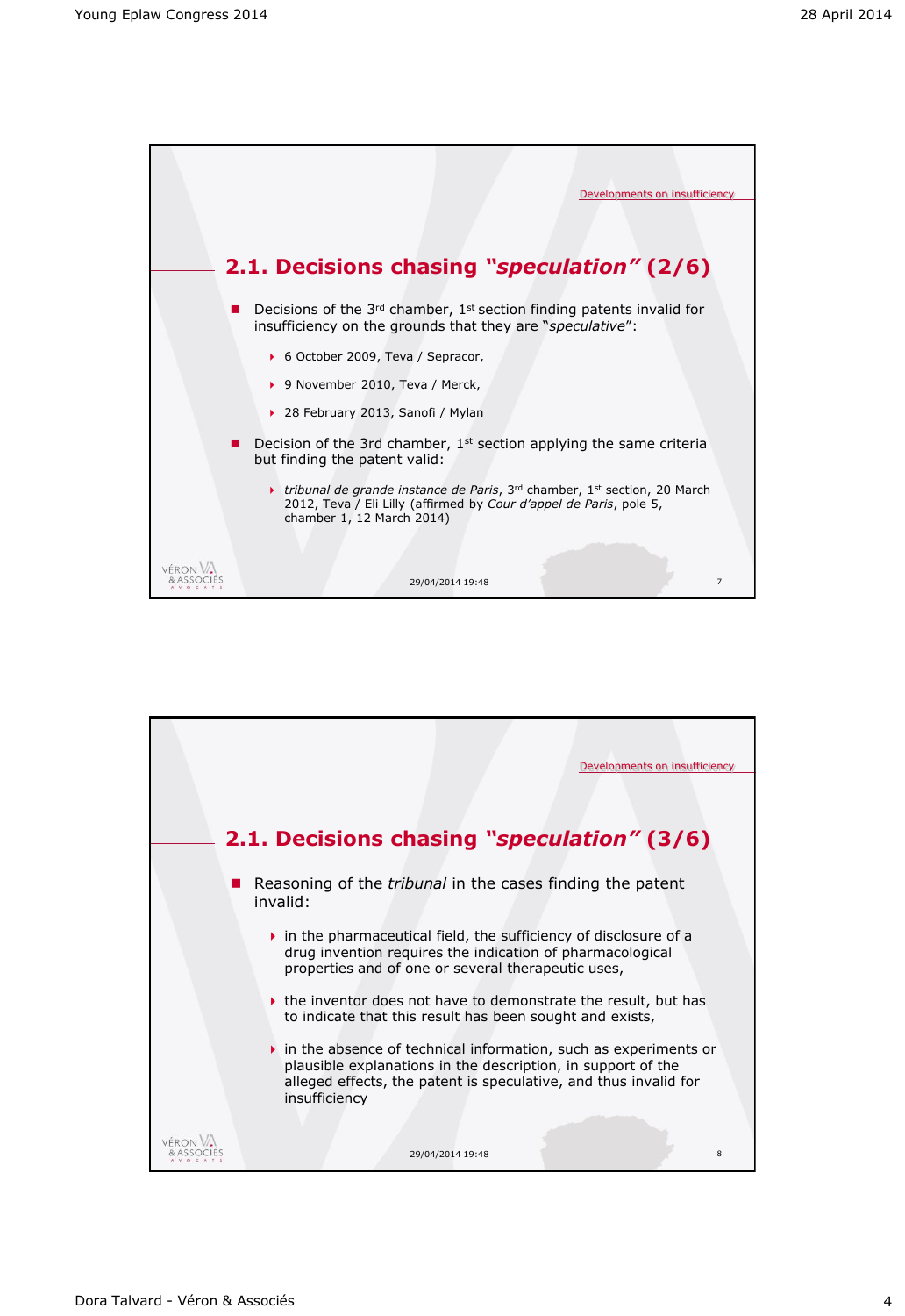Developments on insufficiency

## 2.1. Decisions chasing *"speculation"* (2/6)

- Decisions of the 3rd chamber, 1st section finding patents invalid for insufficiency on the grounds that they are "*speculative*":
  - 6 October 2009, Teva / Sepracor,
  - 9 November 2010, Teva / Merck,
  - 28 February 2013, Sanofi / Mylan
- Decision of the 3rd chamber, 1st section applying the same criteria but finding the patent valid:
  - *tribunal de grande instance de Paris*, 3rd chamber, 1st section, 20 March 2012, Teva / Eli Lilly (affirmed by *Cour d'appel de Paris*, pole 5, chamber 1, 12 March 2014)

Developments on insufficiency

## 2.1. Decisions chasing *"speculation"* (3/6)

- Reasoning of the *tribunal* in the cases finding the patent invalid:
  - in the pharmaceutical field, the sufficiency of disclosure of a drug invention requires the indication of pharmacological properties and of one or several therapeutic uses,
  - the inventor does not have to demonstrate the result, but has to indicate that this result has been sought and exists,
  - in the absence of technical information, such as experiments or plausible explanations in the description, in support of the alleged effects, the patent is speculative, and thus invalid for insufficiency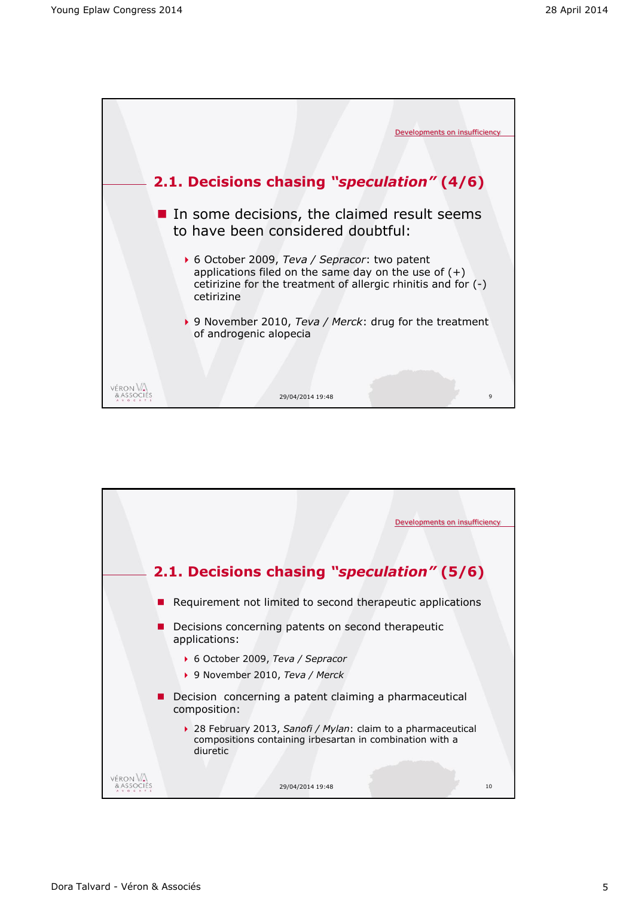Developments on insufficiency

## 2.1. Decisions chasing *"speculation"* (4/6)

- In some decisions, the claimed result seems to have been considered doubtful:
  - 6 October 2009, *Teva / Sepracor*: two patent applications filed on the same day on the use of (+) cetirizine for the treatment of allergic rhinitis and for (-) cetirizine
  - 9 November 2010, *Teva / Merck*: drug for the treatment of androgenic alopecia

29/04/2014 19:48

Developments on insufficiency

## 2.1. Decisions chasing *"speculation"* (5/6)

- Requirement not limited to second therapeutic applications
- Decisions concerning patents on second therapeutic applications:
  - 6 October 2009, *Teva / Sepracor*
  - 9 November 2010, *Teva / Merck*
- Decision concerning a patent claiming a pharmaceutical composition:
  - 28 February 2013, *Sanofi / Mylan*: claim to a pharmaceutical compositions containing irbesartan in combination with a diuretic

29/04/2014 19:48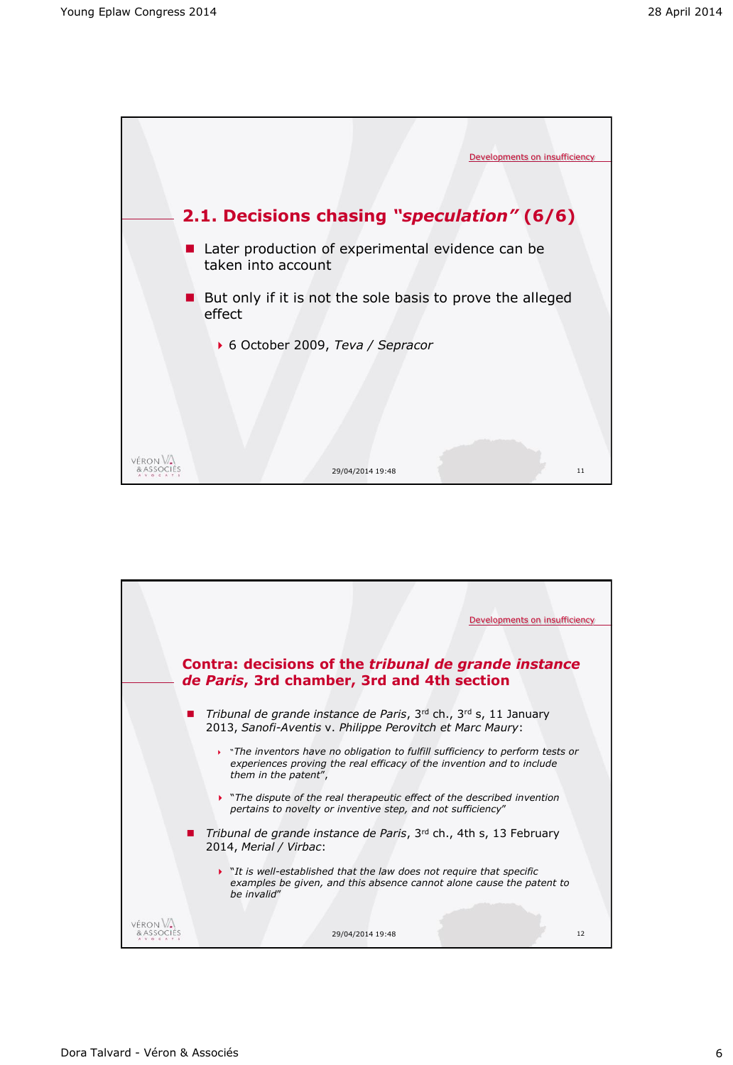Developments on insufficiency

## 2.1. Decisions chasing *"speculation"* (6/6)

- Later production of experimental evidence can be taken into account
- But only if it is not the sole basis to prove the alleged effect
  - 6 October 2009, *Teva / Sepracor*

29/04/2014 19:48

Developments on insufficiency

## Contra: decisions of the *tribunal de grande instance de Paris*, 3rd chamber, 3rd and 4th section

- *Tribunal de grande instance de Paris*, 3rd ch., 3rd s, 11 January 2013, *Sanofi-Aventis* v. *Philippe Perovitch et Marc Maury*:
  - "*The inventors have no obligation to fulfill sufficiency to perform tests or experiences proving the real efficacy of the invention and to include them in the patent*",
  - "*The dispute of the real therapeutic effect of the described invention pertains to novelty or inventive step, and not sufficiency*"
- *Tribunal de grande instance de Paris*, 3rd ch., 4th s, 13 February 2014, *Merial / Virbac*:
  - "*It is well-established that the law does not require that specific examples be given, and this absence cannot alone cause the patent to be invalid*"

29/04/2014 19:48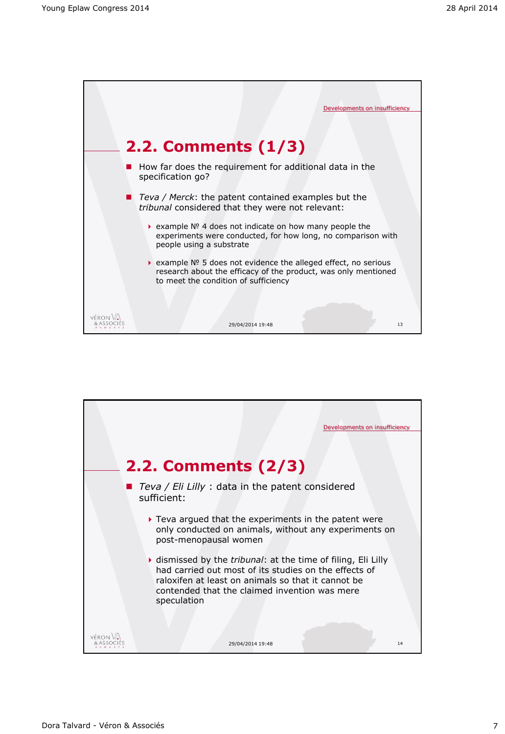Developments on insufficiency

## 2.2. Comments (1/3)

- How far does the requirement for additional data in the specification go?
- *Teva / Merck*: the patent contained examples but the *tribunal* considered that they were not relevant:
  - example Nº 4 does not indicate on how many people the experiments were conducted, for how long, no comparison with people using a substrate
  - example Nº 5 does not evidence the alleged effect, no serious research about the efficacy of the product, was only mentioned to meet the condition of sufficiency

Developments on insufficiency

## 2.2. Comments (2/3)

- *Teva / Eli Lilly* : data in the patent considered sufficient:
  - Teva argued that the experiments in the patent were only conducted on animals, without any experiments on post-menopausal women
  - dismissed by the *tribunal*: at the time of filing, Eli Lilly had carried out most of its studies on the effects of raloxifen at least on animals so that it cannot be contended that the claimed invention was mere speculation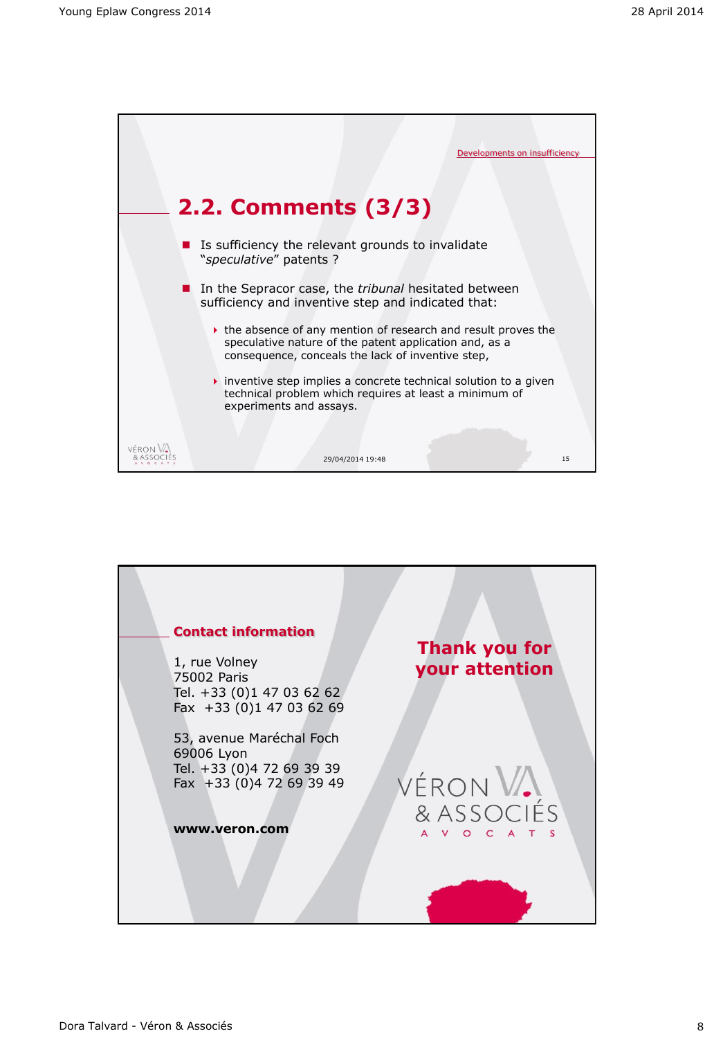Developments on insufficiency

## 2.2. Comments (3/3)

- Is sufficiency the relevant grounds to invalidate "*speculative*" patents ?
- In the Sepracor case, the *tribunal* hesitated between sufficiency and inventive step and indicated that:
  - the absence of any mention of research and result proves the speculative nature of the patent application and, as a consequence, conceals the lack of inventive step,
  - inventive step implies a concrete technical solution to a given technical problem which requires at least a minimum of experiments and assays.

VÉRON & ASSOCIÉS AVOCATS

29/04/2014 19:48

15

**Contact information**

1, rue Volney
75002 Paris
Tel. +33 (0)1 47 03 62 62
Fax +33 (0)1 47 03 62 69

53, avenue Maréchal Foch
69006 Lyon
Tel. +33 (0)4 72 69 39 39
Fax +33 (0)4 72 69 39 49

**www.veron.com**

**Thank you for your attention**

VÉRON & ASSOCIÉS
A V O C A T S